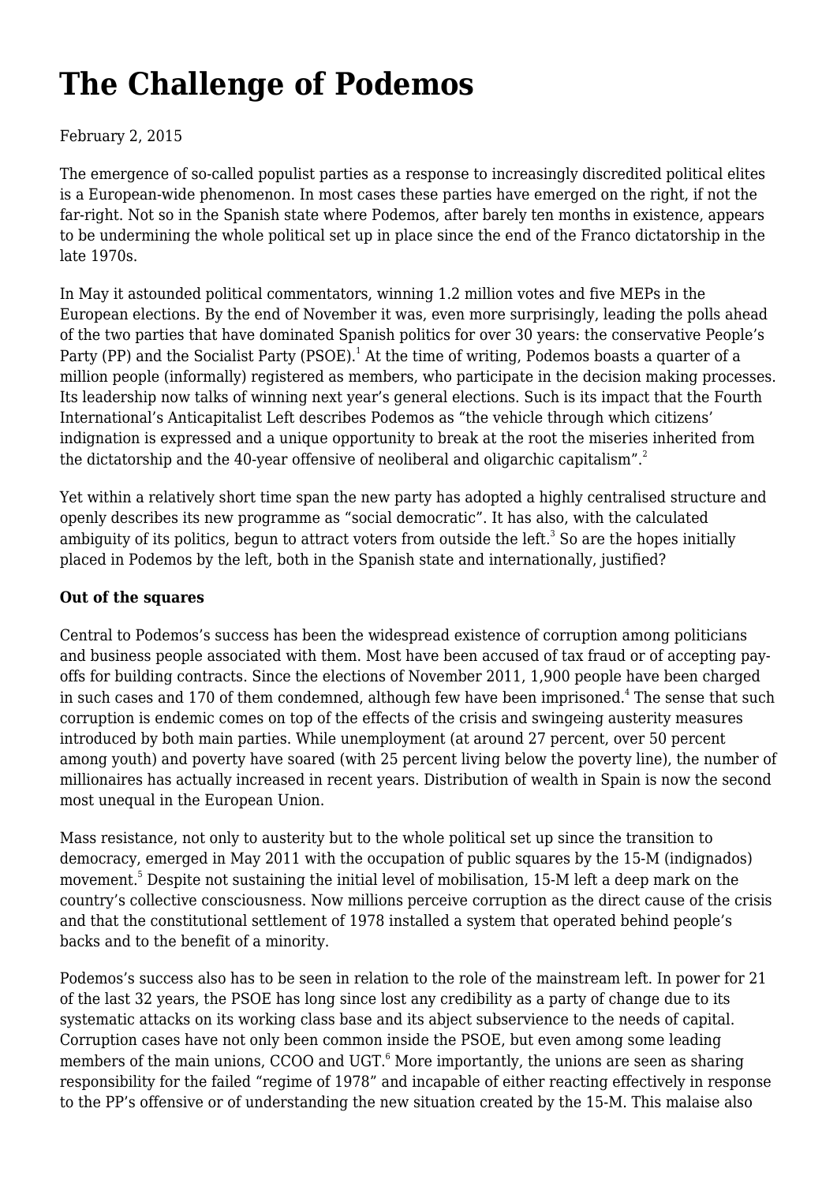# The Challenge of Podemos

February 2, 2015

The emergence of so-called populist parties as a response to increasingly discredited political elites is a European-wide phenomenon. In most cases these parties have emerged on the right, if not the far-right. Not so in the Spanish state where Podemos, after barely ten months in existence, appears to be undermining the whole political set up in place since the end of the Franco dictatorship in the late 1970s.

In May it astounded political commentators, winning 1.2 million votes and five MEPs in the European elections. By the end of November it was, even more surprisingly, leading the polls ahead of the two parties that have dominated Spanish politics for over 30 years: the conservative People's Party (PP) and the Socialist Party (PSOE).[1] At the time of writing, Podemos boasts a quarter of a million people (informally) registered as members, who participate in the decision making processes. Its leadership now talks of winning next year's general elections. Such is its impact that the Fourth International's Anticapitalist Left describes Podemos as "the vehicle through which citizens' indignation is expressed and a unique opportunity to break at the root the miseries inherited from the dictatorship and the 40-year offensive of neoliberal and oligarchic capitalism".[2]

Yet within a relatively short time span the new party has adopted a highly centralised structure and openly describes its new programme as "social democratic". It has also, with the calculated ambiguity of its politics, begun to attract voters from outside the left.[3] So are the hopes initially placed in Podemos by the left, both in the Spanish state and internationally, justified?

**Out of the squares**

Central to Podemos's success has been the widespread existence of corruption among politicians and business people associated with them. Most have been accused of tax fraud or of accepting pay-offs for building contracts. Since the elections of November 2011, 1,900 people have been charged in such cases and 170 of them condemned, although few have been imprisoned.[4] The sense that such corruption is endemic comes on top of the effects of the crisis and swingeing austerity measures introduced by both main parties. While unemployment (at around 27 percent, over 50 percent among youth) and poverty have soared (with 25 percent living below the poverty line), the number of millionaires has actually increased in recent years. Distribution of wealth in Spain is now the second most unequal in the European Union.

Mass resistance, not only to austerity but to the whole political set up since the transition to democracy, emerged in May 2011 with the occupation of public squares by the 15-M (indignados) movement.[5] Despite not sustaining the initial level of mobilisation, 15-M left a deep mark on the country's collective consciousness. Now millions perceive corruption as the direct cause of the crisis and that the constitutional settlement of 1978 installed a system that operated behind people's backs and to the benefit of a minority.

Podemos's success also has to be seen in relation to the role of the mainstream left. In power for 21 of the last 32 years, the PSOE has long since lost any credibility as a party of change due to its systematic attacks on its working class base and its abject subservience to the needs of capital. Corruption cases have not only been common inside the PSOE, but even among some leading members of the main unions, CCOO and UGT.[6] More importantly, the unions are seen as sharing responsibility for the failed "regime of 1978" and incapable of either reacting effectively in response to the PP's offensive or of understanding the new situation created by the 15-M. This malaise also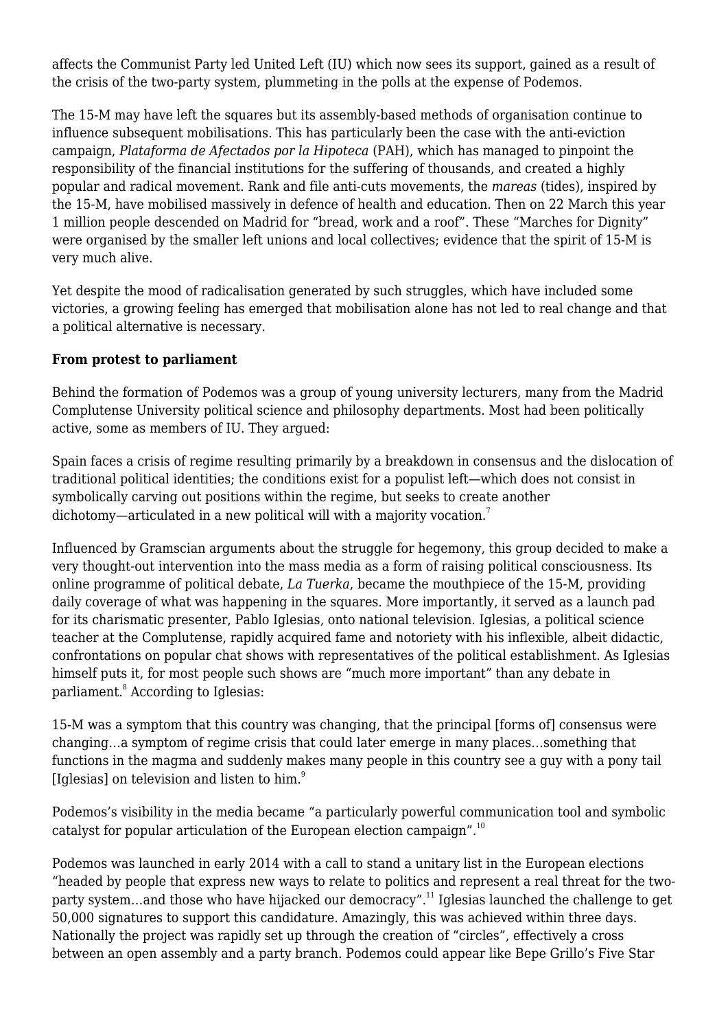affects the Communist Party led United Left (IU) which now sees its support, gained as a result of the crisis of the two-party system, plummeting in the polls at the expense of Podemos.

The 15-M may have left the squares but its assembly-based methods of organisation continue to influence subsequent mobilisations. This has particularly been the case with the anti-eviction campaign, *Plataforma de Afectados por la Hipoteca* (PAH), which has managed to pinpoint the responsibility of the financial institutions for the suffering of thousands, and created a highly popular and radical movement. Rank and file anti-cuts movements, the *mareas* (tides), inspired by the 15-M, have mobilised massively in defence of health and education. Then on 22 March this year 1 million people descended on Madrid for "bread, work and a roof". These "Marches for Dignity" were organised by the smaller left unions and local collectives; evidence that the spirit of 15-M is very much alive.

Yet despite the mood of radicalisation generated by such struggles, which have included some victories, a growing feeling has emerged that mobilisation alone has not led to real change and that a political alternative is necessary.

**From protest to parliament**

Behind the formation of Podemos was a group of young university lecturers, many from the Madrid Complutense University political science and philosophy departments. Most had been politically active, some as members of IU. They argued:

Spain faces a crisis of regime resulting primarily by a breakdown in consensus and the dislocation of traditional political identities; the conditions exist for a populist left—which does not consist in symbolically carving out positions within the regime, but seeks to create another dichotomy—articulated in a new political will with a majority vocation.[7]

Influenced by Gramscian arguments about the struggle for hegemony, this group decided to make a very thought-out intervention into the mass media as a form of raising political consciousness. Its online programme of political debate, *La Tuerka*, became the mouthpiece of the 15-M, providing daily coverage of what was happening in the squares. More importantly, it served as a launch pad for its charismatic presenter, Pablo Iglesias, onto national television. Iglesias, a political science teacher at the Complutense, rapidly acquired fame and notoriety with his inflexible, albeit didactic, confrontations on popular chat shows with representatives of the political establishment. As Iglesias himself puts it, for most people such shows are "much more important" than any debate in parliament.[8] According to Iglesias:

15-M was a symptom that this country was changing, that the principal [forms of] consensus were changing…a symptom of regime crisis that could later emerge in many places…something that functions in the magma and suddenly makes many people in this country see a guy with a pony tail [Iglesias] on television and listen to him.[9]

Podemos's visibility in the media became "a particularly powerful communication tool and symbolic catalyst for popular articulation of the European election campaign".[10]

Podemos was launched in early 2014 with a call to stand a unitary list in the European elections "headed by people that express new ways to relate to politics and represent a real threat for the two-party system…and those who have hijacked our democracy".[11] Iglesias launched the challenge to get 50,000 signatures to support this candidature. Amazingly, this was achieved within three days. Nationally the project was rapidly set up through the creation of "circles", effectively a cross between an open assembly and a party branch. Podemos could appear like Bepe Grillo's Five Star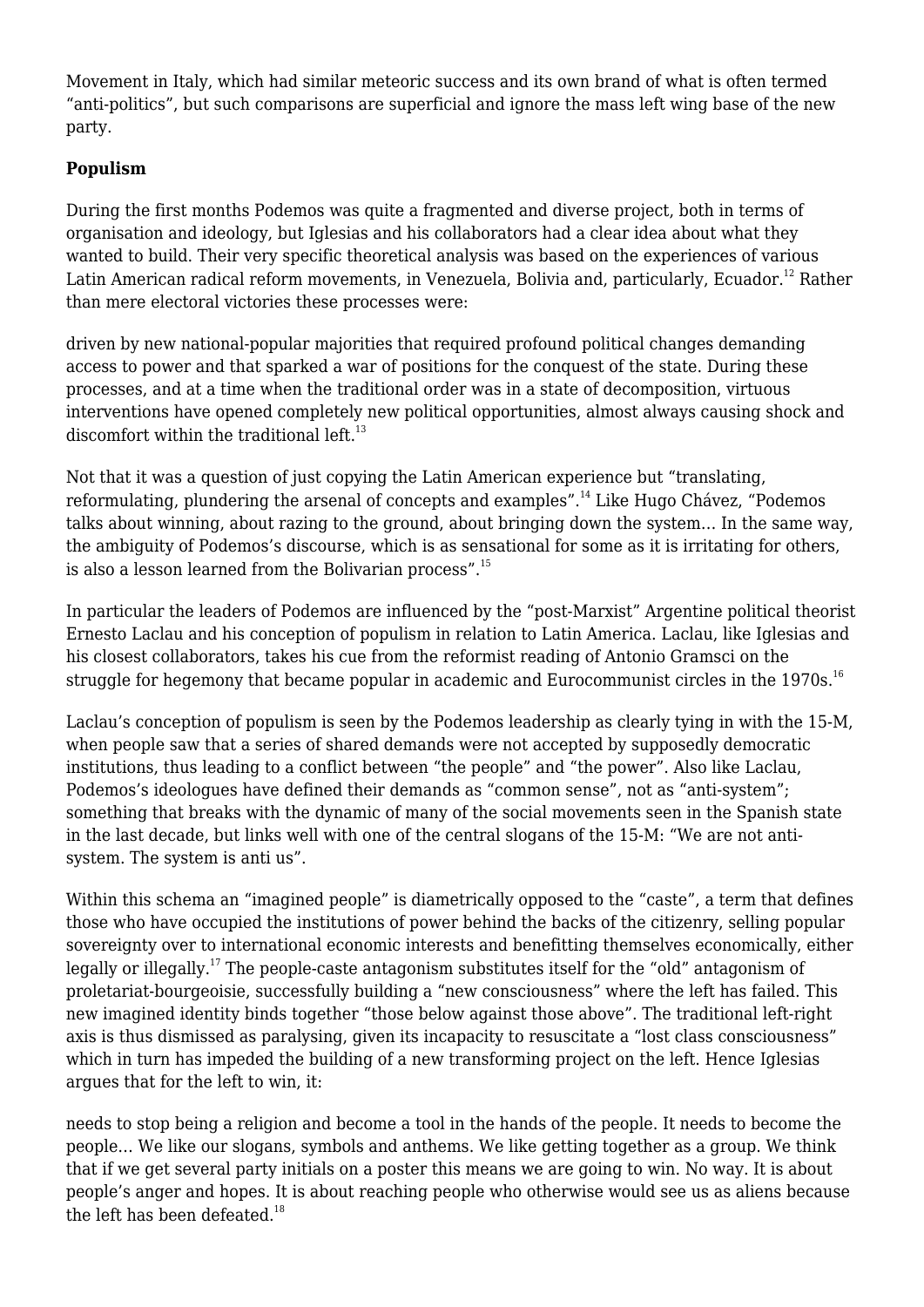Movement in Italy, which had similar meteoric success and its own brand of what is often termed "anti-politics", but such comparisons are superficial and ignore the mass left wing base of the new party.

**Populism**

During the first months Podemos was quite a fragmented and diverse project, both in terms of organisation and ideology, but Iglesias and his collaborators had a clear idea about what they wanted to build. Their very specific theoretical analysis was based on the experiences of various Latin American radical reform movements, in Venezuela, Bolivia and, particularly, Ecuador.[12] Rather than mere electoral victories these processes were:

driven by new national-popular majorities that required profound political changes demanding access to power and that sparked a war of positions for the conquest of the state. During these processes, and at a time when the traditional order was in a state of decomposition, virtuous interventions have opened completely new political opportunities, almost always causing shock and discomfort within the traditional left.[13]

Not that it was a question of just copying the Latin American experience but "translating, reformulating, plundering the arsenal of concepts and examples".[14] Like Hugo Chávez, "Podemos talks about winning, about razing to the ground, about bringing down the system… In the same way, the ambiguity of Podemos's discourse, which is as sensational for some as it is irritating for others, is also a lesson learned from the Bolivarian process".[15]

In particular the leaders of Podemos are influenced by the "post-Marxist" Argentine political theorist Ernesto Laclau and his conception of populism in relation to Latin America. Laclau, like Iglesias and his closest collaborators, takes his cue from the reformist reading of Antonio Gramsci on the struggle for hegemony that became popular in academic and Eurocommunist circles in the 1970s.[16]

Laclau's conception of populism is seen by the Podemos leadership as clearly tying in with the 15-M, when people saw that a series of shared demands were not accepted by supposedly democratic institutions, thus leading to a conflict between "the people" and "the power". Also like Laclau, Podemos's ideologues have defined their demands as "common sense", not as "anti-system"; something that breaks with the dynamic of many of the social movements seen in the Spanish state in the last decade, but links well with one of the central slogans of the 15-M: "We are not anti-system. The system is anti us".

Within this schema an "imagined people" is diametrically opposed to the "caste", a term that defines those who have occupied the institutions of power behind the backs of the citizenry, selling popular sovereignty over to international economic interests and benefitting themselves economically, either legally or illegally.[17] The people-caste antagonism substitutes itself for the "old" antagonism of proletariat-bourgeoisie, successfully building a "new consciousness" where the left has failed. This new imagined identity binds together "those below against those above". The traditional left-right axis is thus dismissed as paralysing, given its incapacity to resuscitate a "lost class consciousness" which in turn has impeded the building of a new transforming project on the left. Hence Iglesias argues that for the left to win, it:

needs to stop being a religion and become a tool in the hands of the people. It needs to become the people… We like our slogans, symbols and anthems. We like getting together as a group. We think that if we get several party initials on a poster this means we are going to win. No way. It is about people's anger and hopes. It is about reaching people who otherwise would see us as aliens because the left has been defeated.[18]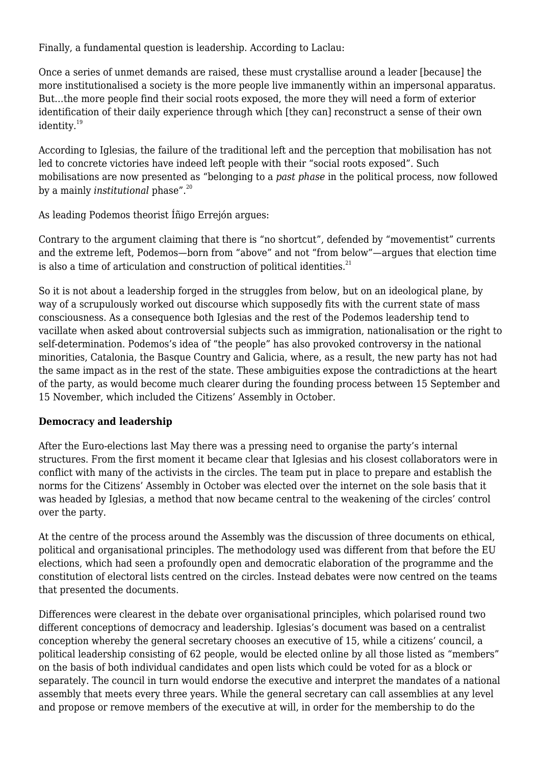Finally, a fundamental question is leadership. According to Laclau:

Once a series of unmet demands are raised, these must crystallise around a leader [because] the more institutionalised a society is the more people live immanently within an impersonal apparatus. But…the more people find their social roots exposed, the more they will need a form of exterior identification of their daily experience through which [they can] reconstruct a sense of their own identity.[19]

According to Iglesias, the failure of the traditional left and the perception that mobilisation has not led to concrete victories have indeed left people with their "social roots exposed". Such mobilisations are now presented as "belonging to a *past phase* in the political process, now followed by a mainly *institutional* phase".[20]

As leading Podemos theorist Íñigo Errejón argues:

Contrary to the argument claiming that there is "no shortcut", defended by "movementist" currents and the extreme left, Podemos—born from "above" and not "from below"—argues that election time is also a time of articulation and construction of political identities.[21]

So it is not about a leadership forged in the struggles from below, but on an ideological plane, by way of a scrupulously worked out discourse which supposedly fits with the current state of mass consciousness. As a consequence both Iglesias and the rest of the Podemos leadership tend to vacillate when asked about controversial subjects such as immigration, nationalisation or the right to self-determination. Podemos's idea of "the people" has also provoked controversy in the national minorities, Catalonia, the Basque Country and Galicia, where, as a result, the new party has not had the same impact as in the rest of the state. These ambiguities expose the contradictions at the heart of the party, as would become much clearer during the founding process between 15 September and 15 November, which included the Citizens' Assembly in October.

**Democracy and leadership**

After the Euro-elections last May there was a pressing need to organise the party's internal structures. From the first moment it became clear that Iglesias and his closest collaborators were in conflict with many of the activists in the circles. The team put in place to prepare and establish the norms for the Citizens' Assembly in October was elected over the internet on the sole basis that it was headed by Iglesias, a method that now became central to the weakening of the circles' control over the party.

At the centre of the process around the Assembly was the discussion of three documents on ethical, political and organisational principles. The methodology used was different from that before the EU elections, which had seen a profoundly open and democratic elaboration of the programme and the constitution of electoral lists centred on the circles. Instead debates were now centred on the teams that presented the documents.

Differences were clearest in the debate over organisational principles, which polarised round two different conceptions of democracy and leadership. Iglesias's document was based on a centralist conception whereby the general secretary chooses an executive of 15, while a citizens' council, a political leadership consisting of 62 people, would be elected online by all those listed as "members" on the basis of both individual candidates and open lists which could be voted for as a block or separately. The council in turn would endorse the executive and interpret the mandates of a national assembly that meets every three years. While the general secretary can call assemblies at any level and propose or remove members of the executive at will, in order for the membership to do the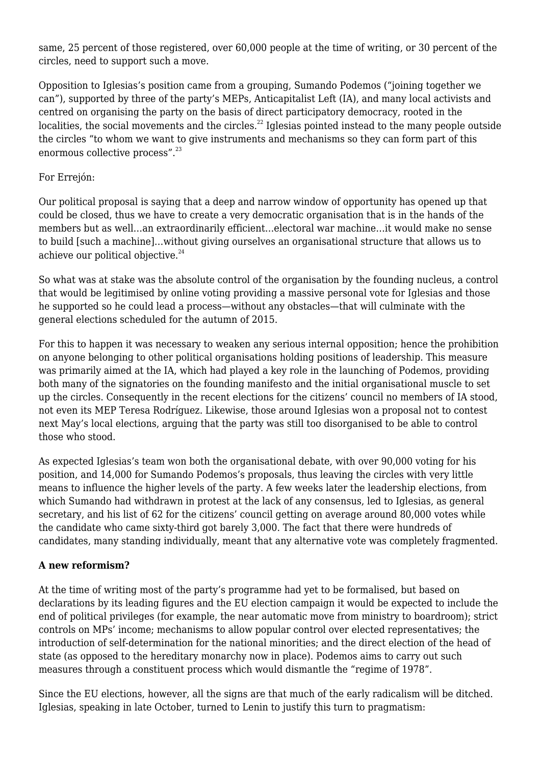same, 25 percent of those registered, over 60,000 people at the time of writing, or 30 percent of the circles, need to support such a move.

Opposition to Iglesias's position came from a grouping, Sumando Podemos ("joining together we can"), supported by three of the party's MEPs, Anticapitalist Left (IA), and many local activists and centred on organising the party on the basis of direct participatory democracy, rooted in the localities, the social movements and the circles.[22] Iglesias pointed instead to the many people outside the circles "to whom we want to give instruments and mechanisms so they can form part of this enormous collective process".[23]

For Errejón:

Our political proposal is saying that a deep and narrow window of opportunity has opened up that could be closed, thus we have to create a very democratic organisation that is in the hands of the members but as well…an extraordinarily efficient…electoral war machine…it would make no sense to build [such a machine]…without giving ourselves an organisational structure that allows us to achieve our political objective.[24]

So what was at stake was the absolute control of the organisation by the founding nucleus, a control that would be legitimised by online voting providing a massive personal vote for Iglesias and those he supported so he could lead a process—without any obstacles—that will culminate with the general elections scheduled for the autumn of 2015.

For this to happen it was necessary to weaken any serious internal opposition; hence the prohibition on anyone belonging to other political organisations holding positions of leadership. This measure was primarily aimed at the IA, which had played a key role in the launching of Podemos, providing both many of the signatories on the founding manifesto and the initial organisational muscle to set up the circles. Consequently in the recent elections for the citizens' council no members of IA stood, not even its MEP Teresa Rodríguez. Likewise, those around Iglesias won a proposal not to contest next May's local elections, arguing that the party was still too disorganised to be able to control those who stood.

As expected Iglesias's team won both the organisational debate, with over 90,000 voting for his position, and 14,000 for Sumando Podemos's proposals, thus leaving the circles with very little means to influence the higher levels of the party. A few weeks later the leadership elections, from which Sumando had withdrawn in protest at the lack of any consensus, led to Iglesias, as general secretary, and his list of 62 for the citizens' council getting on average around 80,000 votes while the candidate who came sixty-third got barely 3,000. The fact that there were hundreds of candidates, many standing individually, meant that any alternative vote was completely fragmented.

**A new reformism?**

At the time of writing most of the party's programme had yet to be formalised, but based on declarations by its leading figures and the EU election campaign it would be expected to include the end of political privileges (for example, the near automatic move from ministry to boardroom); strict controls on MPs' income; mechanisms to allow popular control over elected representatives; the introduction of self-determination for the national minorities; and the direct election of the head of state (as opposed to the hereditary monarchy now in place). Podemos aims to carry out such measures through a constituent process which would dismantle the "regime of 1978".

Since the EU elections, however, all the signs are that much of the early radicalism will be ditched. Iglesias, speaking in late October, turned to Lenin to justify this turn to pragmatism: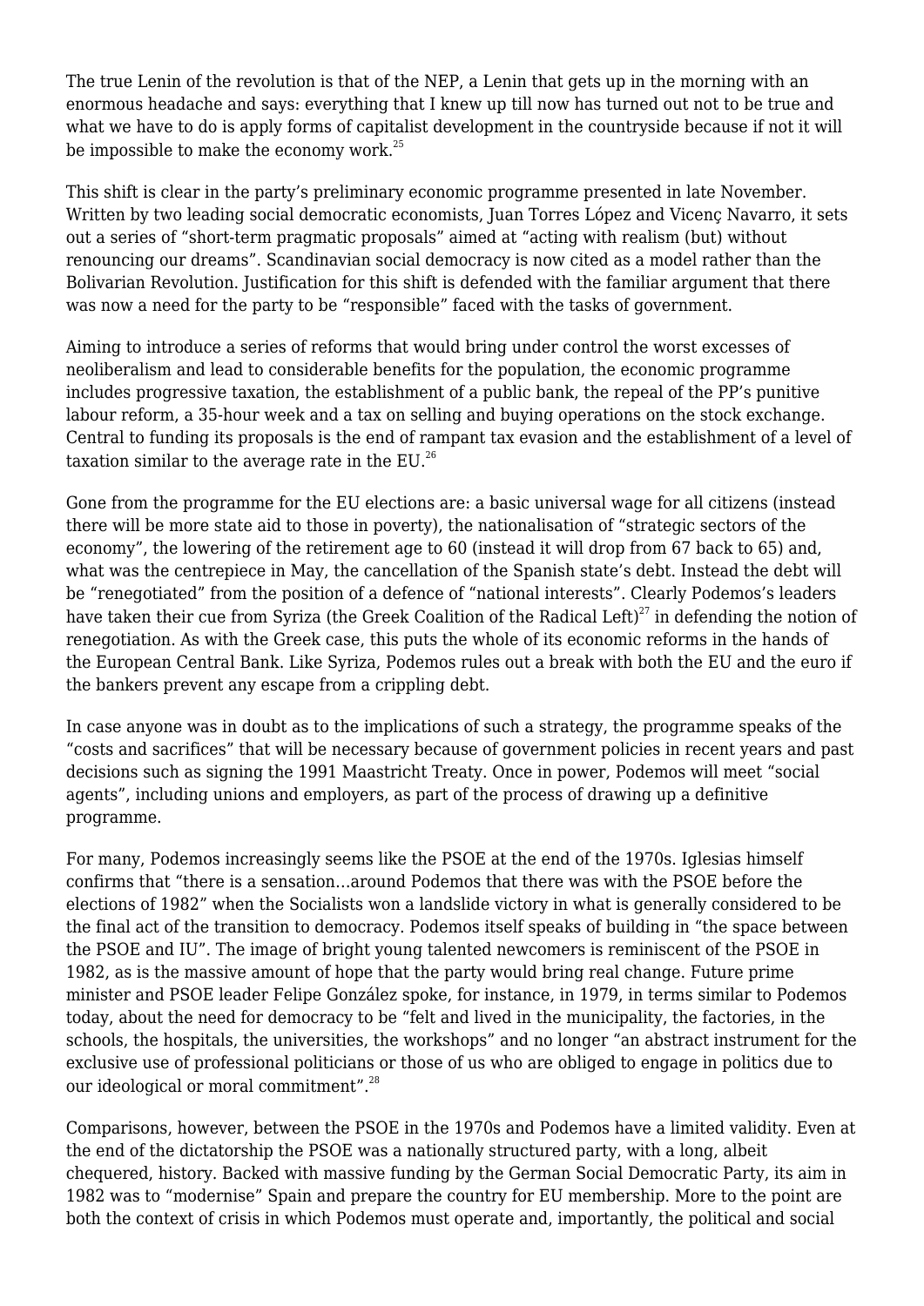The true Lenin of the revolution is that of the NEP, a Lenin that gets up in the morning with an enormous headache and says: everything that I knew up till now has turned out not to be true and what we have to do is apply forms of capitalist development in the countryside because if not it will be impossible to make the economy work.[25]

This shift is clear in the party's preliminary economic programme presented in late November. Written by two leading social democratic economists, Juan Torres López and Vicenç Navarro, it sets out a series of "short-term pragmatic proposals" aimed at "acting with realism (but) without renouncing our dreams". Scandinavian social democracy is now cited as a model rather than the Bolivarian Revolution. Justification for this shift is defended with the familiar argument that there was now a need for the party to be "responsible" faced with the tasks of government.

Aiming to introduce a series of reforms that would bring under control the worst excesses of neoliberalism and lead to considerable benefits for the population, the economic programme includes progressive taxation, the establishment of a public bank, the repeal of the PP's punitive labour reform, a 35-hour week and a tax on selling and buying operations on the stock exchange. Central to funding its proposals is the end of rampant tax evasion and the establishment of a level of taxation similar to the average rate in the EU.[26]

Gone from the programme for the EU elections are: a basic universal wage for all citizens (instead there will be more state aid to those in poverty), the nationalisation of "strategic sectors of the economy", the lowering of the retirement age to 60 (instead it will drop from 67 back to 65) and, what was the centrepiece in May, the cancellation of the Spanish state's debt. Instead the debt will be "renegotiated" from the position of a defence of "national interests". Clearly Podemos's leaders have taken their cue from Syriza (the Greek Coalition of the Radical Left)[27] in defending the notion of renegotiation. As with the Greek case, this puts the whole of its economic reforms in the hands of the European Central Bank. Like Syriza, Podemos rules out a break with both the EU and the euro if the bankers prevent any escape from a crippling debt.

In case anyone was in doubt as to the implications of such a strategy, the programme speaks of the "costs and sacrifices" that will be necessary because of government policies in recent years and past decisions such as signing the 1991 Maastricht Treaty. Once in power, Podemos will meet "social agents", including unions and employers, as part of the process of drawing up a definitive programme.

For many, Podemos increasingly seems like the PSOE at the end of the 1970s. Iglesias himself confirms that "there is a sensation…around Podemos that there was with the PSOE before the elections of 1982" when the Socialists won a landslide victory in what is generally considered to be the final act of the transition to democracy. Podemos itself speaks of building in "the space between the PSOE and IU". The image of bright young talented newcomers is reminiscent of the PSOE in 1982, as is the massive amount of hope that the party would bring real change. Future prime minister and PSOE leader Felipe González spoke, for instance, in 1979, in terms similar to Podemos today, about the need for democracy to be "felt and lived in the municipality, the factories, in the schools, the hospitals, the universities, the workshops" and no longer "an abstract instrument for the exclusive use of professional politicians or those of us who are obliged to engage in politics due to our ideological or moral commitment".[28]

Comparisons, however, between the PSOE in the 1970s and Podemos have a limited validity. Even at the end of the dictatorship the PSOE was a nationally structured party, with a long, albeit chequered, history. Backed with massive funding by the German Social Democratic Party, its aim in 1982 was to "modernise" Spain and prepare the country for EU membership. More to the point are both the context of crisis in which Podemos must operate and, importantly, the political and social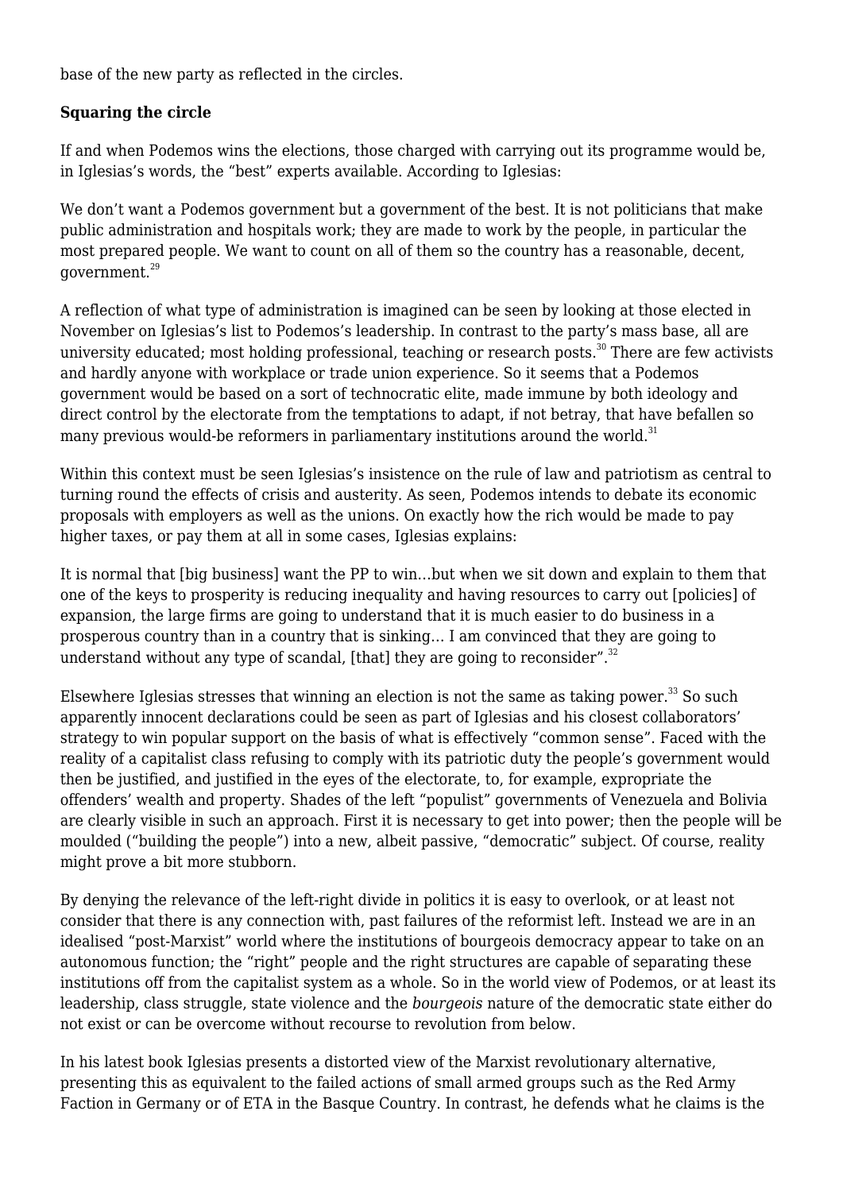base of the new party as reflected in the circles.

**Squaring the circle**

If and when Podemos wins the elections, those charged with carrying out its programme would be, in Iglesias's words, the "best" experts available. According to Iglesias:

We don't want a Podemos government but a government of the best. It is not politicians that make public administration and hospitals work; they are made to work by the people, in particular the most prepared people. We want to count on all of them so the country has a reasonable, decent, government.[29]

A reflection of what type of administration is imagined can be seen by looking at those elected in November on Iglesias's list to Podemos's leadership. In contrast to the party's mass base, all are university educated; most holding professional, teaching or research posts.[30] There are few activists and hardly anyone with workplace or trade union experience. So it seems that a Podemos government would be based on a sort of technocratic elite, made immune by both ideology and direct control by the electorate from the temptations to adapt, if not betray, that have befallen so many previous would-be reformers in parliamentary institutions around the world.[31]

Within this context must be seen Iglesias's insistence on the rule of law and patriotism as central to turning round the effects of crisis and austerity. As seen, Podemos intends to debate its economic proposals with employers as well as the unions. On exactly how the rich would be made to pay higher taxes, or pay them at all in some cases, Iglesias explains:

It is normal that [big business] want the PP to win…but when we sit down and explain to them that one of the keys to prosperity is reducing inequality and having resources to carry out [policies] of expansion, the large firms are going to understand that it is much easier to do business in a prosperous country than in a country that is sinking… I am convinced that they are going to understand without any type of scandal, [that] they are going to reconsider".[32]

Elsewhere Iglesias stresses that winning an election is not the same as taking power.[33] So such apparently innocent declarations could be seen as part of Iglesias and his closest collaborators' strategy to win popular support on the basis of what is effectively "common sense". Faced with the reality of a capitalist class refusing to comply with its patriotic duty the people's government would then be justified, and justified in the eyes of the electorate, to, for example, expropriate the offenders' wealth and property. Shades of the left "populist" governments of Venezuela and Bolivia are clearly visible in such an approach. First it is necessary to get into power; then the people will be moulded ("building the people") into a new, albeit passive, "democratic" subject. Of course, reality might prove a bit more stubborn.

By denying the relevance of the left-right divide in politics it is easy to overlook, or at least not consider that there is any connection with, past failures of the reformist left. Instead we are in an idealised "post-Marxist" world where the institutions of bourgeois democracy appear to take on an autonomous function; the "right" people and the right structures are capable of separating these institutions off from the capitalist system as a whole. So in the world view of Podemos, or at least its leadership, class struggle, state violence and the *bourgeois* nature of the democratic state either do not exist or can be overcome without recourse to revolution from below.

In his latest book Iglesias presents a distorted view of the Marxist revolutionary alternative, presenting this as equivalent to the failed actions of small armed groups such as the Red Army Faction in Germany or of ETA in the Basque Country. In contrast, he defends what he claims is the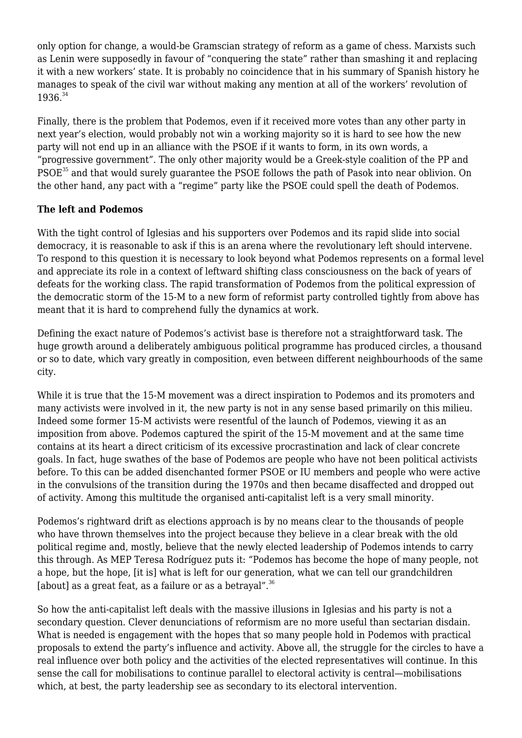only option for change, a would-be Gramscian strategy of reform as a game of chess. Marxists such as Lenin were supposedly in favour of "conquering the state" rather than smashing it and replacing it with a new workers' state. It is probably no coincidence that in his summary of Spanish history he manages to speak of the civil war without making any mention at all of the workers' revolution of 1936.[34]

Finally, there is the problem that Podemos, even if it received more votes than any other party in next year's election, would probably not win a working majority so it is hard to see how the new party will not end up in an alliance with the PSOE if it wants to form, in its own words, a "progressive government". The only other majority would be a Greek-style coalition of the PP and PSOE[35] and that would surely guarantee the PSOE follows the path of Pasok into near oblivion. On the other hand, any pact with a "regime" party like the PSOE could spell the death of Podemos.

**The left and Podemos**

With the tight control of Iglesias and his supporters over Podemos and its rapid slide into social democracy, it is reasonable to ask if this is an arena where the revolutionary left should intervene. To respond to this question it is necessary to look beyond what Podemos represents on a formal level and appreciate its role in a context of leftward shifting class consciousness on the back of years of defeats for the working class. The rapid transformation of Podemos from the political expression of the democratic storm of the 15-M to a new form of reformist party controlled tightly from above has meant that it is hard to comprehend fully the dynamics at work.

Defining the exact nature of Podemos's activist base is therefore not a straightforward task. The huge growth around a deliberately ambiguous political programme has produced circles, a thousand or so to date, which vary greatly in composition, even between different neighbourhoods of the same city.

While it is true that the 15-M movement was a direct inspiration to Podemos and its promoters and many activists were involved in it, the new party is not in any sense based primarily on this milieu. Indeed some former 15-M activists were resentful of the launch of Podemos, viewing it as an imposition from above. Podemos captured the spirit of the 15-M movement and at the same time contains at its heart a direct criticism of its excessive procrastination and lack of clear concrete goals. In fact, huge swathes of the base of Podemos are people who have not been political activists before. To this can be added disenchanted former PSOE or IU members and people who were active in the convulsions of the transition during the 1970s and then became disaffected and dropped out of activity. Among this multitude the organised anti-capitalist left is a very small minority.

Podemos's rightward drift as elections approach is by no means clear to the thousands of people who have thrown themselves into the project because they believe in a clear break with the old political regime and, mostly, believe that the newly elected leadership of Podemos intends to carry this through. As MEP Teresa Rodríguez puts it: "Podemos has become the hope of many people, not a hope, but the hope, [it is] what is left for our generation, what we can tell our grandchildren [about] as a great feat, as a failure or as a betrayal".[36]

So how the anti-capitalist left deals with the massive illusions in Iglesias and his party is not a secondary question. Clever denunciations of reformism are no more useful than sectarian disdain. What is needed is engagement with the hopes that so many people hold in Podemos with practical proposals to extend the party's influence and activity. Above all, the struggle for the circles to have a real influence over both policy and the activities of the elected representatives will continue. In this sense the call for mobilisations to continue parallel to electoral activity is central—mobilisations which, at best, the party leadership see as secondary to its electoral intervention.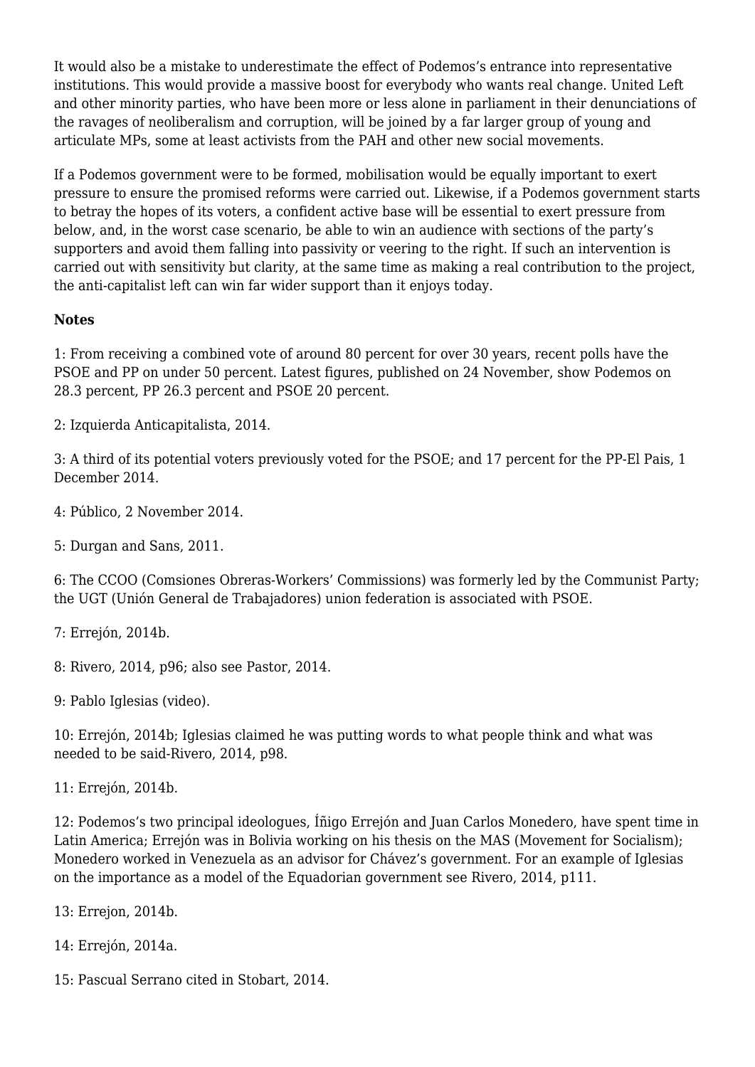It would also be a mistake to underestimate the effect of Podemos's entrance into representative institutions. This would provide a massive boost for everybody who wants real change. United Left and other minority parties, who have been more or less alone in parliament in their denunciations of the ravages of neoliberalism and corruption, will be joined by a far larger group of young and articulate MPs, some at least activists from the PAH and other new social movements.

If a Podemos government were to be formed, mobilisation would be equally important to exert pressure to ensure the promised reforms were carried out. Likewise, if a Podemos government starts to betray the hopes of its voters, a confident active base will be essential to exert pressure from below, and, in the worst case scenario, be able to win an audience with sections of the party's supporters and avoid them falling into passivity or veering to the right. If such an intervention is carried out with sensitivity but clarity, at the same time as making a real contribution to the project, the anti-capitalist left can win far wider support than it enjoys today.

**Notes**

1: From receiving a combined vote of around 80 percent for over 30 years, recent polls have the PSOE and PP on under 50 percent. Latest figures, published on 24 November, show Podemos on 28.3 percent, PP 26.3 percent and PSOE 20 percent.

2: Izquierda Anticapitalista, 2014.

3: A third of its potential voters previously voted for the PSOE; and 17 percent for the PP-El Pais, 1 December 2014.

4: Público, 2 November 2014.

5: Durgan and Sans, 2011.

6: The CCOO (Comsiones Obreras-Workers' Commissions) was formerly led by the Communist Party; the UGT (Unión General de Trabajadores) union federation is associated with PSOE.

7: Errejón, 2014b.

8: Rivero, 2014, p96; also see Pastor, 2014.

9: Pablo Iglesias (video).

10: Errejón, 2014b; Iglesias claimed he was putting words to what people think and what was needed to be said-Rivero, 2014, p98.

11: Errejón, 2014b.

12: Podemos's two principal ideologues, Íñigo Errejón and Juan Carlos Monedero, have spent time in Latin America; Errejón was in Bolivia working on his thesis on the MAS (Movement for Socialism); Monedero worked in Venezuela as an advisor for Chávez's government. For an example of Iglesias on the importance as a model of the Equadorian government see Rivero, 2014, p111.

13: Errejon, 2014b.

14: Errejón, 2014a.

15: Pascual Serrano cited in Stobart, 2014.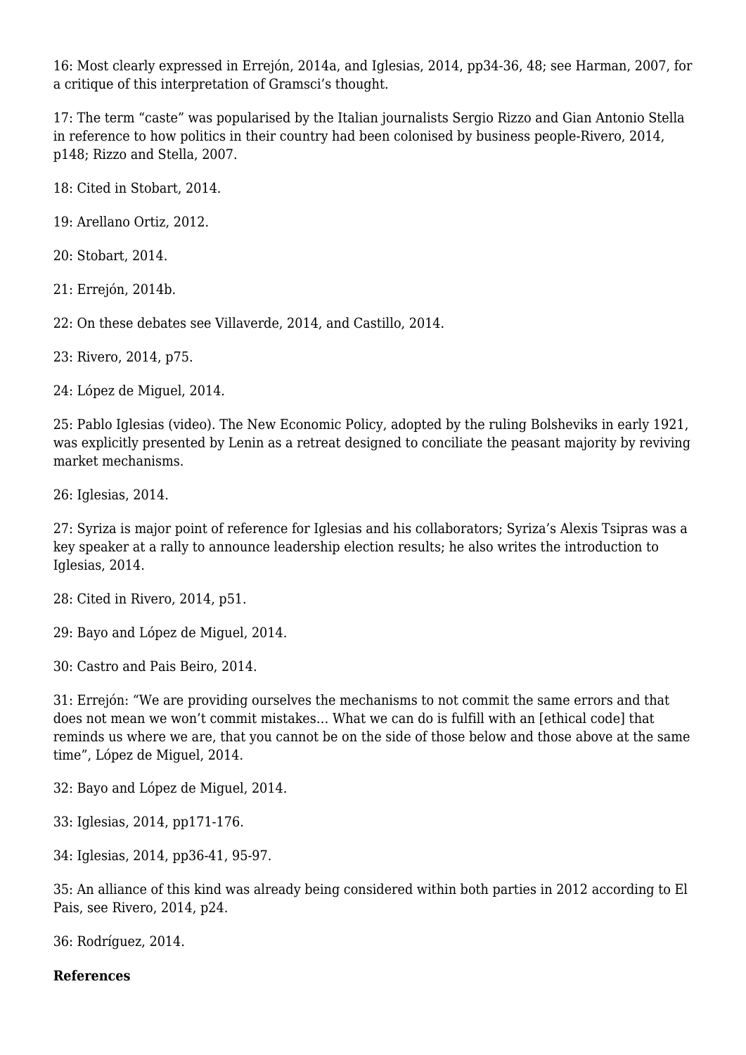16: Most clearly expressed in Errejón, 2014a, and Iglesias, 2014, pp34-36, 48; see Harman, 2007, for a critique of this interpretation of Gramsci's thought.

17: The term "caste" was popularised by the Italian journalists Sergio Rizzo and Gian Antonio Stella in reference to how politics in their country had been colonised by business people-Rivero, 2014, p148; Rizzo and Stella, 2007.

18: Cited in Stobart, 2014.

19: Arellano Ortiz, 2012.

20: Stobart, 2014.

21: Errejón, 2014b.

22: On these debates see Villaverde, 2014, and Castillo, 2014.

23: Rivero, 2014, p75.

24: López de Miguel, 2014.

25: Pablo Iglesias (video). The New Economic Policy, adopted by the ruling Bolsheviks in early 1921, was explicitly presented by Lenin as a retreat designed to conciliate the peasant majority by reviving market mechanisms.

26: Iglesias, 2014.

27: Syriza is major point of reference for Iglesias and his collaborators; Syriza's Alexis Tsipras was a key speaker at a rally to announce leadership election results; he also writes the introduction to Iglesias, 2014.

28: Cited in Rivero, 2014, p51.

29: Bayo and López de Miguel, 2014.

30: Castro and Pais Beiro, 2014.

31: Errejón: "We are providing ourselves the mechanisms to not commit the same errors and that does not mean we won't commit mistakes... What we can do is fulfill with an [ethical code] that reminds us where we are, that you cannot be on the side of those below and those above at the same time", López de Miguel, 2014.

32: Bayo and López de Miguel, 2014.

33: Iglesias, 2014, pp171-176.

34: Iglesias, 2014, pp36-41, 95-97.

35: An alliance of this kind was already being considered within both parties in 2012 according to El Pais, see Rivero, 2014, p24.

36: Rodríguez, 2014.

**References**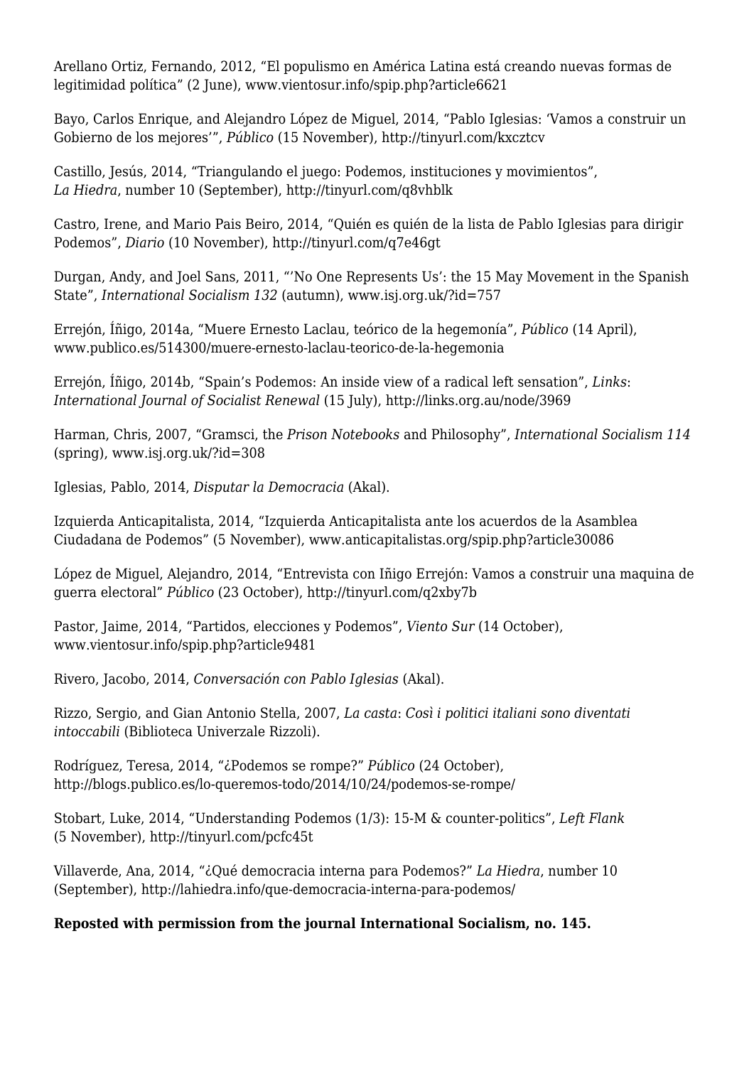Arellano Ortiz, Fernando, 2012, "El populismo en América Latina está creando nuevas formas de legitimidad política" (2 June), www.vientosur.info/spip.php?article6621

Bayo, Carlos Enrique, and Alejandro López de Miguel, 2014, "Pablo Iglesias: 'Vamos a construir un Gobierno de los mejores'", *Público* (15 November), http://tinyurl.com/kxcztcv

Castillo, Jesús, 2014, "Triangulando el juego: Podemos, instituciones y movimientos", *La Hiedra*, number 10 (September), http://tinyurl.com/q8vhblk

Castro, Irene, and Mario Pais Beiro, 2014, "Quién es quién de la lista de Pablo Iglesias para dirigir Podemos", *Diario* (10 November), http://tinyurl.com/q7e46gt

Durgan, Andy, and Joel Sans, 2011, "'No One Represents Us': the 15 May Movement in the Spanish State", *International Socialism 132* (autumn), www.isj.org.uk/?id=757

Errejón, Íñigo, 2014a, "Muere Ernesto Laclau, teórico de la hegemonía", *Público* (14 April), www.publico.es/514300/muere-ernesto-laclau-teorico-de-la-hegemonia

Errejón, Íñigo, 2014b, "Spain's Podemos: An inside view of a radical left sensation", *Links*: *International Journal of Socialist Renewal* (15 July), http://links.org.au/node/3969

Harman, Chris, 2007, "Gramsci, the *Prison Notebooks* and Philosophy", *International Socialism 114* (spring), www.isj.org.uk/?id=308

Iglesias, Pablo, 2014, *Disputar la Democracia* (Akal).

Izquierda Anticapitalista, 2014, "Izquierda Anticapitalista ante los acuerdos de la Asamblea Ciudadana de Podemos" (5 November), www.anticapitalistas.org/spip.php?article30086

López de Miguel, Alejandro, 2014, "Entrevista con Iñigo Errejón: Vamos a construir una maquina de guerra electoral" *Público* (23 October), http://tinyurl.com/q2xby7b

Pastor, Jaime, 2014, "Partidos, elecciones y Podemos", *Viento Sur* (14 October), www.vientosur.info/spip.php?article9481

Rivero, Jacobo, 2014, *Conversación con Pablo Iglesias* (Akal).

Rizzo, Sergio, and Gian Antonio Stella, 2007, *La casta*: *Così i politici italiani sono diventati intoccabili* (Biblioteca Univerzale Rizzoli).

Rodríguez, Teresa, 2014, "¿Podemos se rompe?" *Público* (24 October), http://blogs.publico.es/lo-queremos-todo/2014/10/24/podemos-se-rompe/

Stobart, Luke, 2014, "Understanding Podemos (1/3): 15-M & counter-politics", *Left Flank* (5 November), http://tinyurl.com/pcfc45t

Villaverde, Ana, 2014, "¿Qué democracia interna para Podemos?" *La Hiedra*, number 10 (September), http://lahiedra.info/que-democracia-interna-para-podemos/

**Reposted with permission from the journal International Socialism, no. 145.**